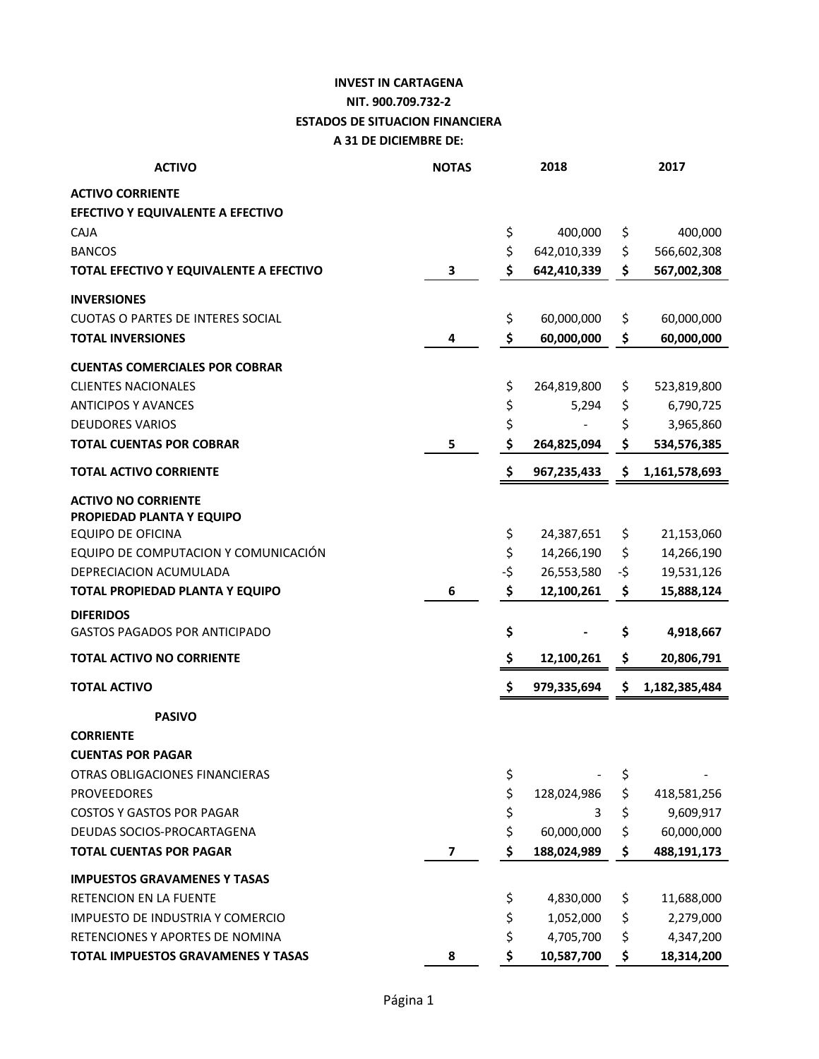**INVEST IN CARTAGENA**

**NIT. 900.709.732-2**

**ESTADOS DE SITUACION FINANCIERA**

**A 31 DE DICIEMBRE DE:**

| **ACTIVO** | **NOTAS** | **2018** | **2017** |
|---|---|---|---|
| **ACTIVO CORRIENTE** | | | |
| **EFECTIVO Y EQUIVALENTE A EFECTIVO** | | | |
| CAJA | | $ 400,000 | $ 400,000 |
| BANCOS | | $ 642,010,339 | $ 566,602,308 |
| **TOTAL EFECTIVO Y EQUIVALENTE A EFECTIVO** | **3** | **$ 642,410,339** | **$ 567,002,308** |
| **INVERSIONES** | | | |
| CUOTAS O PARTES DE INTERES SOCIAL | | $ 60,000,000 | $ 60,000,000 |
| **TOTAL INVERSIONES** | **4** | **$ 60,000,000** | **$ 60,000,000** |
| **CUENTAS COMERCIALES POR COBRAR** | | | |
| CLIENTES NACIONALES | | $ 264,819,800 | $ 523,819,800 |
| ANTICIPOS Y AVANCES | | $ 5,294 | $ 6,790,725 |
| DEUDORES VARIOS | | $ - | $ 3,965,860 |
| **TOTAL CUENTAS POR COBRAR** | **5** | **$ 264,825,094** | **$ 534,576,385** |
| **TOTAL ACTIVO CORRIENTE** | | **$ 967,235,433** | **$ 1,161,578,693** |
| **ACTIVO NO CORRIENTE** | | | |
| **PROPIEDAD PLANTA Y EQUIPO** | | | |
| EQUIPO DE OFICINA | | $ 24,387,651 | $ 21,153,060 |
| EQUIPO DE COMPUTACION Y COMUNICACIÓN | | $ 14,266,190 | $ 14,266,190 |
| DEPRECIACION ACUMULADA | | -$ 26,553,580 | -$ 19,531,126 |
| **TOTAL PROPIEDAD PLANTA Y EQUIPO** | **6** | **$ 12,100,261** | **$ 15,888,124** |
| **DIFERIDOS** | | | |
| GASTOS PAGADOS POR ANTICIPADO | | **$ -** | **$ 4,918,667** |
| **TOTAL ACTIVO NO CORRIENTE** | | **$ 12,100,261** | **$ 20,806,791** |
| **TOTAL ACTIVO** | | **$ 979,335,694** | **$ 1,182,385,484** |
| **PASIVO** | | | |
| **CORRIENTE** | | | |
| **CUENTAS POR PAGAR** | | | |
| OTRAS OBLIGACIONES FINANCIERAS | | $ - | $ - |
| PROVEEDORES | | $ 128,024,986 | $ 418,581,256 |
| COSTOS Y GASTOS POR PAGAR | | $ 3 | $ 9,609,917 |
| DEUDAS SOCIOS-PROCARTAGENA | | $ 60,000,000 | $ 60,000,000 |
| **TOTAL CUENTAS POR PAGAR** | **7** | **$ 188,024,989** | **$ 488,191,173** |
| **IMPUESTOS GRAVAMENES Y TASAS** | | | |
| RETENCION EN LA FUENTE | | $ 4,830,000 | $ 11,688,000 |
| IMPUESTO DE INDUSTRIA Y COMERCIO | | $ 1,052,000 | $ 2,279,000 |
| RETENCIONES Y APORTES DE NOMINA | | $ 4,705,700 | $ 4,347,200 |
| **TOTAL IMPUESTOS GRAVAMENES Y TASAS** | **8** | **$ 10,587,700** | **$ 18,314,200** |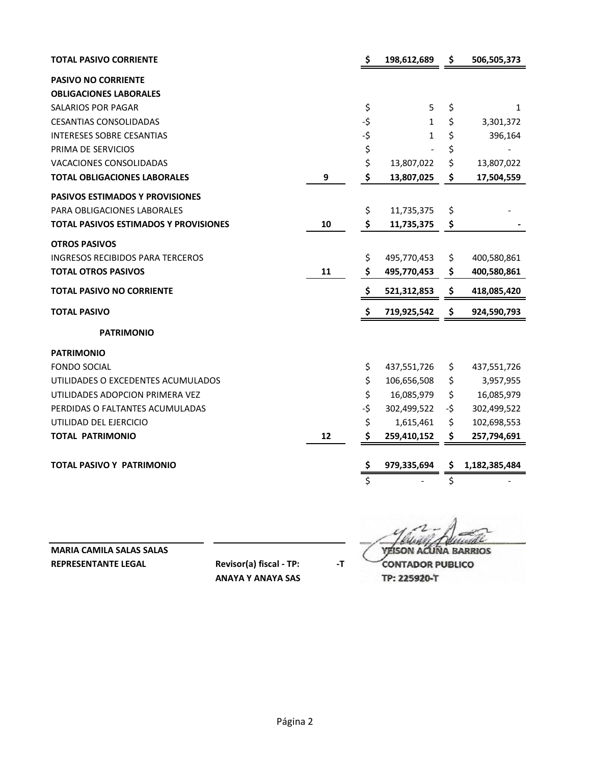| | | | |
|---|---|---|---|
| **TOTAL PASIVO CORRIENTE** | | **$ 198,612,689** | **$ 506,505,373** |
| **PASIVO NO CORRIENTE** | | | |
| **OBLIGACIONES LABORALES** | | | |
| SALARIOS POR PAGAR | | $ 5 | $ 1 |
| CESANTIAS CONSOLIDADAS | | -$ 1 | $ 3,301,372 |
| INTERESES SOBRE CESANTIAS | | -$ 1 | $ 396,164 |
| PRIMA DE SERVICIOS | | $ - | $ - |
| VACACIONES CONSOLIDADAS | | $ 13,807,022 | $ 13,807,022 |
| **TOTAL OBLIGACIONES LABORALES** | **9** | **$ 13,807,025** | **$ 17,504,559** |
| **PASIVOS ESTIMADOS Y PROVISIONES** | | | |
| PARA OBLIGACIONES LABORALES | | $ 11,735,375 | $ - |
| **TOTAL PASIVOS ESTIMADOS Y PROVISIONES** | **10** | **$ 11,735,375** | **$ -** |
| **OTROS PASIVOS** | | | |
| INGRESOS RECIBIDOS PARA TERCEROS | | $ 495,770,453 | $ 400,580,861 |
| **TOTAL OTROS PASIVOS** | **11** | **$ 495,770,453** | **$ 400,580,861** |
| **TOTAL PASIVO NO CORRIENTE** | | **$ 521,312,853** | **$ 418,085,420** |
| **TOTAL PASIVO** | | **$ 719,925,542** | **$ 924,590,793** |
| **PATRIMONIO** | | | |
| **PATRIMONIO** | | | |
| FONDO SOCIAL | | $ 437,551,726 | $ 437,551,726 |
| UTILIDADES O EXCEDENTES ACUMULADOS | | $ 106,656,508 | $ 3,957,955 |
| UTILIDADES ADOPCION PRIMERA VEZ | | $ 16,085,979 | $ 16,085,979 |
| PERDIDAS O FALTANTES ACUMULADAS | | -$ 302,499,522 | -$ 302,499,522 |
| UTILIDAD DEL EJERCICIO | | $ 1,615,461 | $ 102,698,553 |
| **TOTAL PATRIMONIO** | **12** | **$ 259,410,152** | **$ 257,794,691** |
| **TOTAL PASIVO Y PATRIMONIO** | | **$ 979,335,694** | **$ 1,182,385,484** |
| | | $ - | $ - |

**MARIA CAMILA SALAS SALAS**
**REPRESENTANTE LEGAL**

**Revisor(a) fiscal - TP: -T**
**ANAYA Y ANAYA SAS**

YEISON ACUÑA BARRIOS
CONTADOR PUBLICO
TP: 225920-T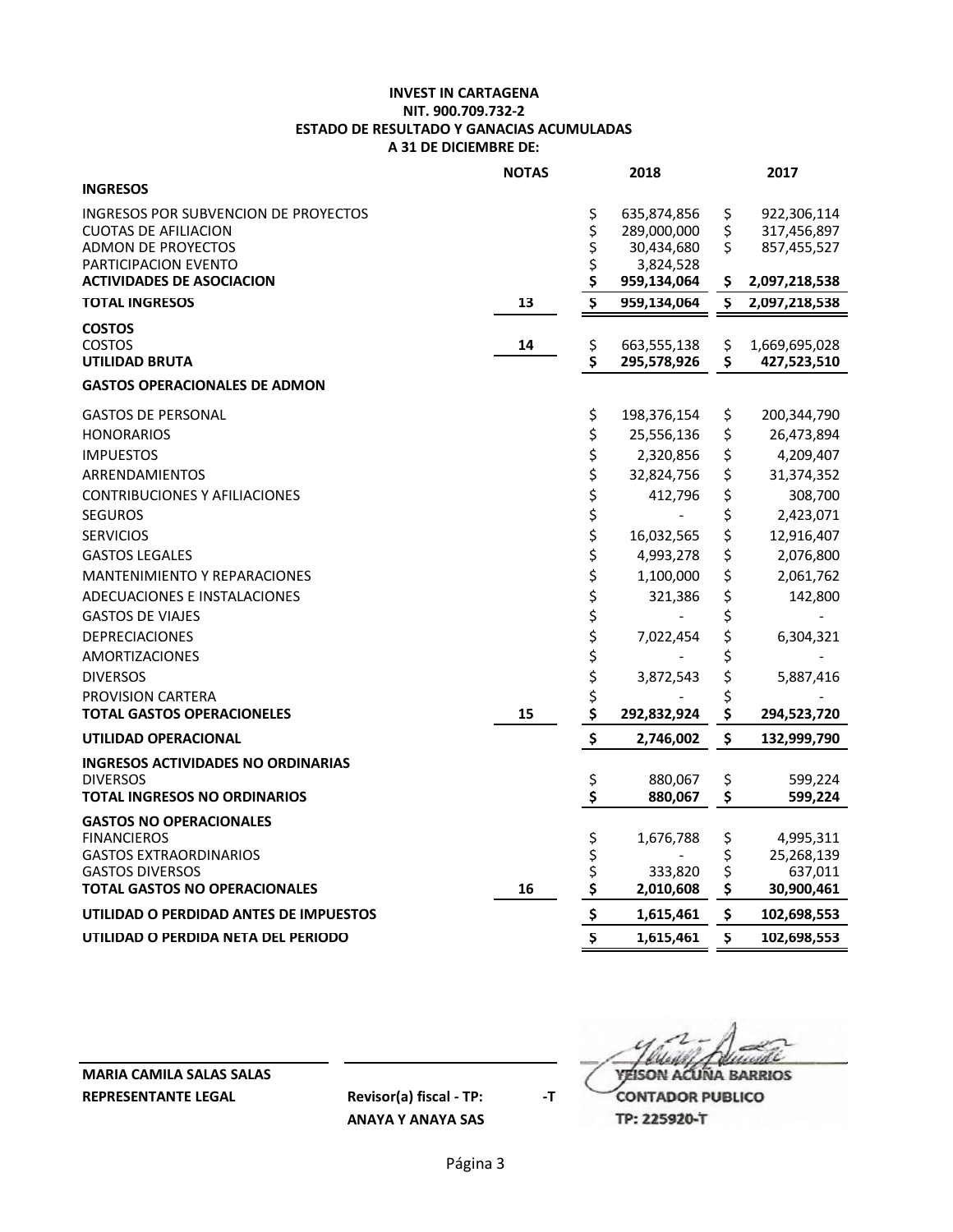**INVEST IN CARTAGENA**
**NIT. 900.709.732-2**
**ESTADO DE RESULTADO Y GANACIAS ACUMULADAS**
**A 31 DE DICIEMBRE DE:**

| | NOTAS | 2018 | 2017 |
|---|---|---|---|
| **INGRESOS** | | | |
| INGRESOS POR SUBVENCION DE PROYECTOS | | $ 635,874,856 | $ 922,306,114 |
| CUOTAS DE AFILIACION | | $ 289,000,000 | $ 317,456,897 |
| ADMON DE PROYECTOS | | $ 30,434,680 | $ 857,455,527 |
| PARTICIPACION EVENTO | | $ 3,824,528 | |
| **ACTIVIDADES DE ASOCIACION** | | **$ 959,134,064** | **$ 2,097,218,538** |
| **TOTAL INGRESOS** | **13** | **$ 959,134,064** | **$ 2,097,218,538** |
| **COSTOS** | | | |
| COSTOS | **14** | $ 663,555,138 | $ 1,669,695,028 |
| **UTILIDAD BRUTA** | | **$ 295,578,926** | **$ 427,523,510** |
| **GASTOS OPERACIONALES DE ADMON** | | | |
| GASTOS DE PERSONAL | | $ 198,376,154 | $ 200,344,790 |
| HONORARIOS | | $ 25,556,136 | $ 26,473,894 |
| IMPUESTOS | | $ 2,320,856 | $ 4,209,407 |
| ARRENDAMIENTOS | | $ 32,824,756 | $ 31,374,352 |
| CONTRIBUCIONES Y AFILIACIONES | | $ 412,796 | $ 308,700 |
| SEGUROS | | $ - | $ 2,423,071 |
| SERVICIOS | | $ 16,032,565 | $ 12,916,407 |
| GASTOS LEGALES | | $ 4,993,278 | $ 2,076,800 |
| MANTENIMIENTO Y REPARACIONES | | $ 1,100,000 | $ 2,061,762 |
| ADECUACIONES E INSTALACIONES | | $ 321,386 | $ 142,800 |
| GASTOS DE VIAJES | | $ - | $ - |
| DEPRECIACIONES | | $ 7,022,454 | $ 6,304,321 |
| AMORTIZACIONES | | $ - | $ - |
| DIVERSOS | | $ 3,872,543 | $ 5,887,416 |
| PROVISION CARTERA | | $ - | $ - |
| **TOTAL GASTOS OPERACIONELES** | **15** | **$ 292,832,924** | **$ 294,523,720** |
| **UTILIDAD OPERACIONAL** | | **$ 2,746,002** | **$ 132,999,790** |
| **INGRESOS ACTIVIDADES NO ORDINARIAS** | | | |
| DIVERSOS | | $ 880,067 | $ 599,224 |
| **TOTAL INGRESOS NO ORDINARIOS** | | **$ 880,067** | **$ 599,224** |
| **GASTOS NO OPERACIONALES** | | | |
| FINANCIEROS | | $ 1,676,788 | $ 4,995,311 |
| GASTOS EXTRAORDINARIOS | | $ - | $ 25,268,139 |
| GASTOS DIVERSOS | | $ 333,820 | $ 637,011 |
| **TOTAL GASTOS NO OPERACIONALES** | **16** | **$ 2,010,608** | **$ 30,900,461** |
| **UTILIDAD O PERDIDAD ANTES DE IMPUESTOS** | | **$ 1,615,461** | **$ 102,698,553** |
| **UTILIDAD O PERDIDA NETA DEL PERIODO** | | **$ 1,615,461** | **$ 102,698,553** |

**MARIA CAMILA SALAS SALAS**
**REPRESENTANTE LEGAL**

**Revisor(a) fiscal - TP: -T**
**ANAYA Y ANAYA SAS**

YEISON ACUÑA BARRIOS
CONTADOR PUBLICO
TP: 225920-T